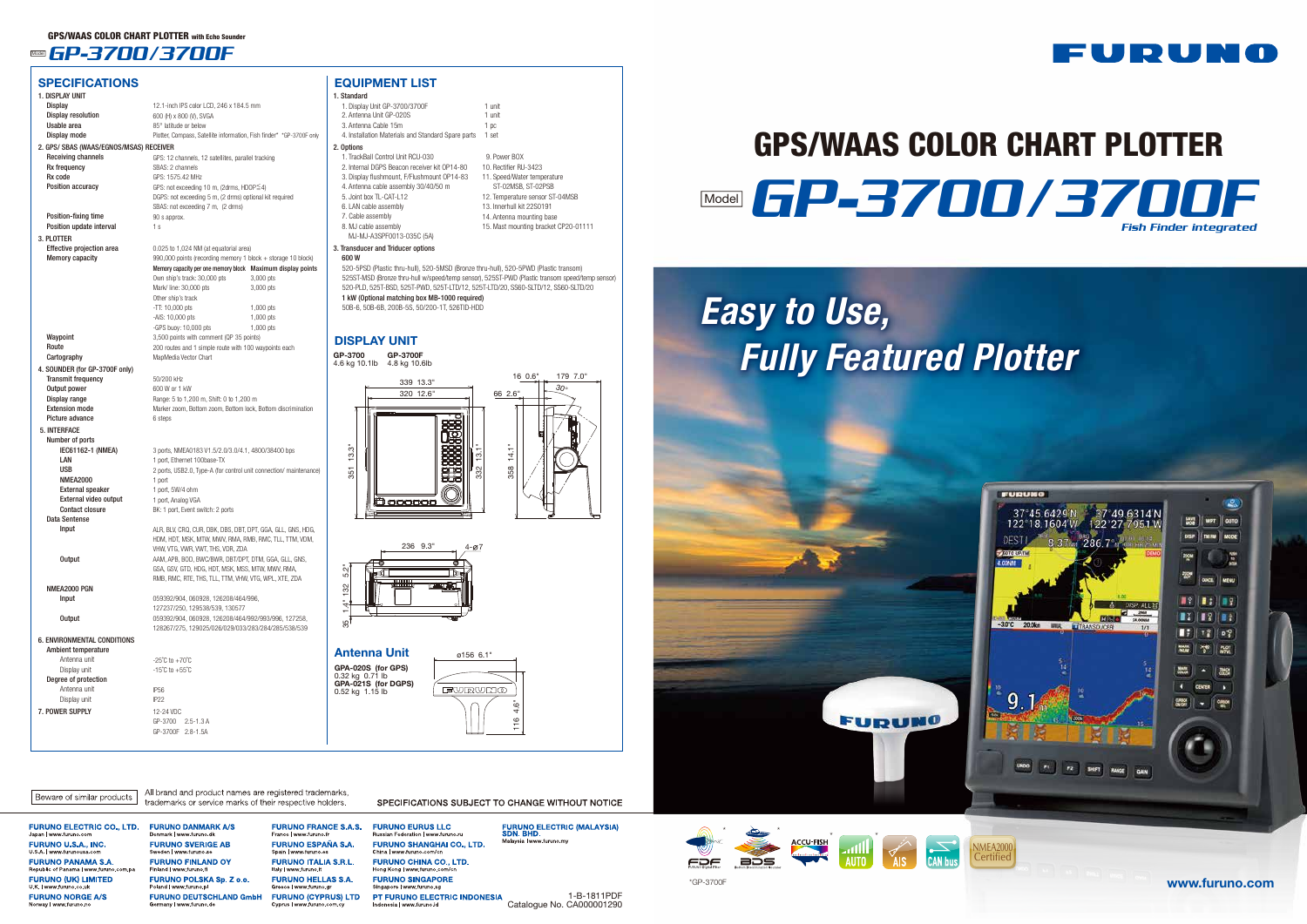# GPS/WAAS COLOR CHART PLOTTER

Model **GP-3700/3700F**

*Fish Finder integrated*

## *Easy to Use, Fully Featured Plotter*

*GP-3700F

www.furuno.com

---

GPS/WAAS COLOR CHART PLOTTER with Echo Sounder

Model GP-3700/3700F

## SPECIFICATIONS

**1. DISPLAY UNIT**

| | |
|---|---|
| Display | 12.1-inch IPS color LCD, 246 x 184.5 mm |
| Display resolution | 600 (H) x 800 (V), SVGA |
| Usable area | 85° latitude or below |
| Display mode | Plotter, Compass, Satellite information, Fish finder* *GP-3700F only |

**2. GPS/ SBAS (WAAS/EGNOS/MSAS) RECEIVER**

| | |
|---|---|
| Receiving channels | GPS: 12 channels, 12 satellites, parallel tracking<br>SBAS: 2 channels |
| Rx frequency | GPS: 1575.42 MHz |
| Rx code | GPS: C/A code, SBAS |
| Position accuracy | GPS: not exceeding 10 m, (2drms, HDOP≦4)<br>DGPS: not exceeding 5 m, (2 drms) optional kit required<br>SBAS: not exceeding 7 m, (2 drms) |
| Position-fixing time | 90 s approx. |
| Position update interval | 1 s |

**3. PLOTTER**

| | |
|---|---|
| Effective projection area | 0.025 to 1,024 NM (at equatorial area) |
| Memory capacity | 990,000 points (recording memory 1 block + storage 10 block) |

| Memory capacity per one memory block | Maximum display points |
|---|---|
| Own ship's track: 30,000 pts | 3,000 pts |
| Mark/ line: 30,000 pts | 3,000 pts |
| Other ship's track | |
| -TT: 10,000 pts | 1,000 pts |
| -AIS: 10,000 pts | 1,000 pts |
| -GPS buoy: 10,000 pts | 1,000 pts |

| | |
|---|---|
| Waypoint | 3,500 points with comment (GP 35 points) |
| Route | 200 routes and 1 simple route with 100 waypoints each |
| Cartography | MapMedia Vector Chart |

**4. SOUNDER (for GP-3700F only)**

| | |
|---|---|
| Transmit frequency | 50/200 kHz |
| Output power | 600 W or 1 kW |
| Display range | Range: 5 to 1,200 m, Shift: 0 to 1,200 m |
| Extension mode | Marker zoom, Bottom zoom, Bottom lock, Bottom discrimination |
| Picture advance | 6 steps |

**5. INTERFACE**

Number of ports

| | |
|---|---|
| IEC61162-1 (NMEA) | 3 ports, NMEA0183 V1.5/2.0/3.0/4.1, 4800/38400 bps |
| LAN | 1 port, Ethernet 100base-TX |
| USB | 2 ports, USB2.0, Type-A (for control unit connection/ maintenance) |
| NMEA2000 | 1 port |
| External speaker | 1 port, 5W/4 ohm |
| External video output | 1 port, Analog VGA |
| Contact closure | BK: 1 port, Event switch: 2 ports |

Data Sentense

| | |
|---|---|
| Input | ALR, BLV, CRQ, CUR, DBK, DBS, DBT, DPT, GGA, GLL, GNS, HDG, HDM, HDT, MSK, MTW, MWV, RMA, RMB, RMC, TLL, TTM, VDM, VHW, VTG, VWR, VWT, THS, VDR, ZDA |
| Output | AAM, APB, BOD, BWC/BWR, DBT/DPT, DTM, GGA, GLL, GNS, GSA, GSV, GTD, HDG, HDT, MSK, MSS, MTW, MWV, RMA, RMB, RMC, RTE, THS, TLL, TTM, VHW, VTG, WPL, XTE, ZDA |

NMEA2000 PGN

| | |
|---|---|
| Input | 059392/904, 060928, 126208/464/996, 127237/250, 129538/539, 130577 |
| Output | 059392/904, 060928, 126208/464/992/993/996, 127258, 128267/275, 129025/026/029/033/283/284/285/538/539 |

**6. ENVIRONMENTAL CONDITIONS**

Ambient temperature

| | |
|---|---|
| Antenna unit | -25°C to +70°C |
| Display unit | -15°C to +55°C |

Degree of protection

| | |
|---|---|
| Antenna unit | IP56 |
| Display unit | IP22 |

**7. POWER SUPPLY**

12-24 VDC
GP-3700 2.5-1.3 A
GP-3700F 2.8-1.5A

## EQUIPMENT LIST

**1. Standard**

1. Display Unit GP-3700/3700F — 1 unit
2. Antenna Unit GP-020S — 1 unit
3. Antenna Cable 15m — 1 pc
4. Installation Materials and Standard Spare parts — 1 set

**2. Options**

1. TrackBall Control Unit RCU-030
2. Internal DGPS Beacon receiver kit OP14-80
3. Display flushmount, F/Flushmount OP14-83
4. Antenna cable assembly 30/40/50 m
5. Joint box TL-CAT-L12
6. LAN cable assembly
7. Cable assembly
8. MJ cable assembly MJ-MJ-A3SPF0013-035C (5A)
9. Power BOX
10. Rectifier RU-3423
11. Speed/Water temperature ST-02MSB, ST-02PSB
12. Temperature sensor ST-04MSB
13. Innerhull kit 22S0191
14. Antenna mounting base
15. Mast mounting bracket CP20-01111

**3. Transducer and Triducer options**

**600 W**

520-5PSD (Plastic thru-hull), 520-5MSD (Bronze thru-hull), 520-5PWD (Plastic transom)
525ST-MSD (Bronze thru-hull w/speed/temp sensor), 525ST-PWD (Plastic transom speed/temp sensor)
520-PLD, 525T-BSD, 525T-PWD, 525T-LTD/12, 525T-LTD/20, SS60-SLTD/12, SS60-SLTD/20

**1 kW (Optional matching box MB-1000 required)**

50B-6, 50B-6B, 200B-5S, 50/200-1T, 526TID-HDD

## DISPLAY UNIT

GP-3700 4.6 kg 10.1lb
GP-3700F 4.8 kg 10.6lb

## Antenna Unit

GPA-020S (for GPS) 0.32 kg 0.71 lb
GPA-021S (for DGPS) 0.52 kg 1.15 lb

Beware of similar products

All brand and product names are registered trademarks, trademarks or service marks of their respective holders.

SPECIFICATIONS SUBJECT TO CHANGE WITHOUT NOTICE

FURUNO ELECTRIC CO., LTD. Japan | www.furuno.com
FURUNO U.S.A., INC. U.S.A. | www.furunousa.com
FURUNO PANAMA S.A. Republic of Panama | www.furuno.com.pa
FURUNO (UK) LIMITED U.K. | www.furuno.co.uk
FURUNO NORGE A/S Norway | www.furuno.no
FURUNO DANMARK A/S Denmark | www.furuno.dk
FURUNO SVERIGE AB Sweden | www.furuno.se
FURUNO FINLAND OY Finland | www.furuno.fi
FURUNO POLSKA Sp. Z o.o. Poland | www.furuno.pl
FURUNO DEUTSCHLAND GmbH Germany | www.furuno.de
FURUNO FRANCE S.A.S. France | www.furuno.fr
FURUNO ESPAÑA S.A. Spain | www.furuno.es
FURUNO ITALIA S.R.L. Italy | www.furuno.it
FURUNO HELLAS S.A. Greece | www.furuno.gr
FURUNO (CYPRUS) LTD Cyprus | www.furuno.com.cy
FURUNO EURUS LLC Russian Federation | www.furuno.ru
FURUNO SHANGHAI CO., LTD. China | www.furuno.com/cn
FURUNO CHINA CO., LTD. Hong Kong | www.furuno.com/cn
FURUNO SINGAPORE Singapore | www.furuno.sg
PT FURUNO ELECTRIC INDONESIA Indonesia | www.furuno.id
FURUNO ELECTRIC (MALAYSIA) SDN. BHD. Malaysia | www.furuno.my

1-B-1811PDF
Catalogue No. CA000001290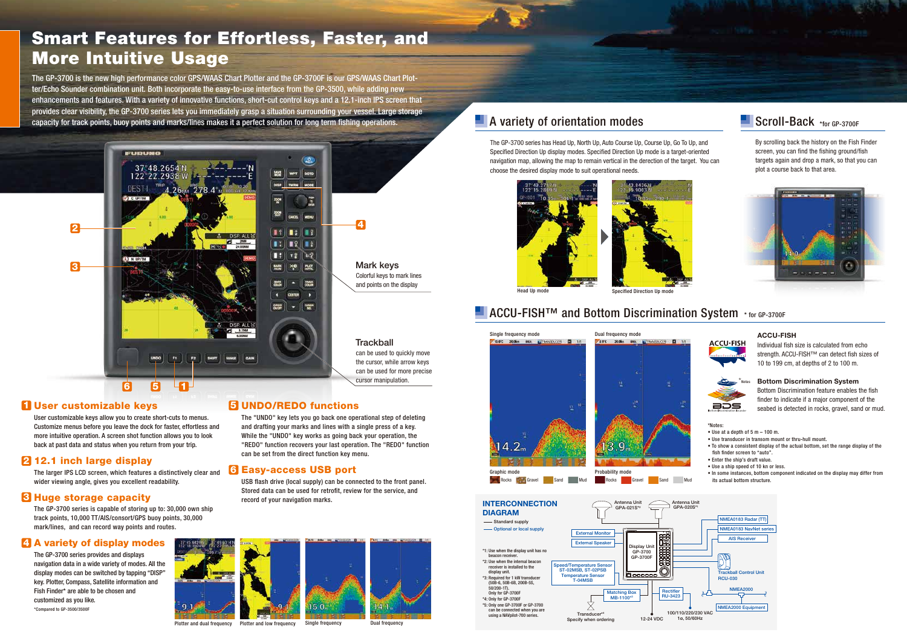# Smart Features for Effortless, Faster, and More Intuitive Usage

The GP-3700 is the new high performance color GPS/WAAS Chart Plotter and the GP-3700F is our GPS/WAAS Chart Plotter/Echo Sounder combination unit. Both incorporate the easy-to-use interface from the GP-3500, while adding new enhancements and features. With a variety of innovative functions, short-cut control keys and a 12.1-inch IPS screen that provides clear visibility, the GP-3700 series lets you immediately grasp a situation surrounding your vessel. Large storage capacity for track points, buoy points and marks/lines makes it a perfect solution for long term fishing operations.

**Mark keys**
Colorful keys to mark lines and points on the display

**Trackball**
can be used to quickly move the cursor, while arrow keys can be used for more precise cursor manipulation.

## 1 User customizable keys

User customizable keys allow you to create short-cuts to menus. Customize menus before you leave the dock for faster, effortless and more intuitive operation. A screen shot function allows you to look back at past data and status when you return from your trip.

## 2 12.1 inch large display

The larger IPS LCD screen, which features a distinctively clear and wider viewing angle, gives you excellent readability.

## 3 Huge storage capacity

The GP-3700 series is capable of storing up to: 30,000 own ship track points, 10,000 TT/AIS/consort/GPS buoy points, 30,000 mark/lines, and can record way points and routes.

## 4 A variety of display modes

The GP-3700 series provides and displays navigation data in a wide variety of modes. All the display modes can be switched by tapping "DISP" key. Plotter, Compass, Satellite information and Fish Finder* are able to be chosen and customized as you like.

*Compared to GP-3500/3500F

Plotter and dual frequency | Plotter and low frequency | Single frequency | Dual frequency

## 5 UNDO/REDO functions

The "UNDO" key lets you go back one operational step of deleting and drafting your marks and lines with a single press of a key. While the "UNDO" key works as going back your operation, the "REDO" function recovers your last operation. The "REDO" function can be set from the direct function key menu.

## 6 Easy-access USB port

USB flash drive (local supply) can be connected to the front panel. Stored data can be used for retrofit, review for the service, and record of your navigation marks.

## A variety of orientation modes

The GP-3700 series has Head Up, North Up, Auto Course Up, Course Up, Go To Up, and Specified Direction Up display modes. Specified Direction Up mode is a target-oriented navigation map, allowing the map to remain vertical in the direction of the target. You can choose the desired display mode to suit operational needs.

Head Up mode | Specified Direction Up mode

## Scroll-Back *for GP-3700F

By scrolling back the history on the Fish Finder screen, you can find the fishing ground/fish targets again and drop a mark, so that you can plot a course back to that area.

## ACCU-FISH™ and Bottom Discrimination System * for GP-3700F

Single frequency mode | Dual frequency mode

Graphic mode: Rocks, Gravel, Sand, Mud
Probability mode: Rocks, Gravel, Sand, Mud

### ACCU-FISH

Individual fish size is calculated from echo strength. ACCU-FISH™ can detect fish sizes of 10 to 199 cm, at depths of 2 to 100 m.

### Bottom Discrimination System

Bottom Discrimination feature enables the fish finder to indicate if a major component of the seabed is detected in rocks, gravel, sand or mud.

*Notes:
- Use at a depth of 5 m – 100 m.
- Use transducer in transom mount or thru-hull mount.
- To show a consistent display of the actual bottom, set the range display of the fish finder screen to "auto".
- Enter the ship's draft value.
- Use a ship speed of 10 kn or less.
- In some instances, bottom component indicated on the display may differ from its actual bottom structure.

## INTERCONNECTION DIAGRAM

— Standard supply
— Optional or local supply

Antenna Unit GPA-021S*[2]
Antenna Unit GPA-020S*[1]
Display Unit GP-3700 GP-3700F
External Monitor
External Speaker
Speed/Temperature Sensor ST-02MSB, ST-02PSB
Temperature Sensor T-04MSB
Matching Box MB-1100*[4]
Transducer*[4] Specify when ordering
Rectifier RU-3423
12-24 VDC
100/110/220/230 VAC 1ϕ, 50/60Hz
NMEA0183 Radar (TT)
NMEA0183 NavNet series
AIS Receiver
Trackball Control Unit RCU-030
NMEA2000
NMEA2000 Equipment

*1: Use when the display unit has no beacon receiver.
*2: Use when the internal beacon receiver is installed to the display unit.
*3: Required for 1 kW transducer (50B-6, 50B-6B, 200B-5S, 50/200-1T). Only for GP-3700F
*4: Only for GP-3700F
*5: Only one GP-3700F or GP-3700 can be connected when you are using a NAVpilot-700 series.